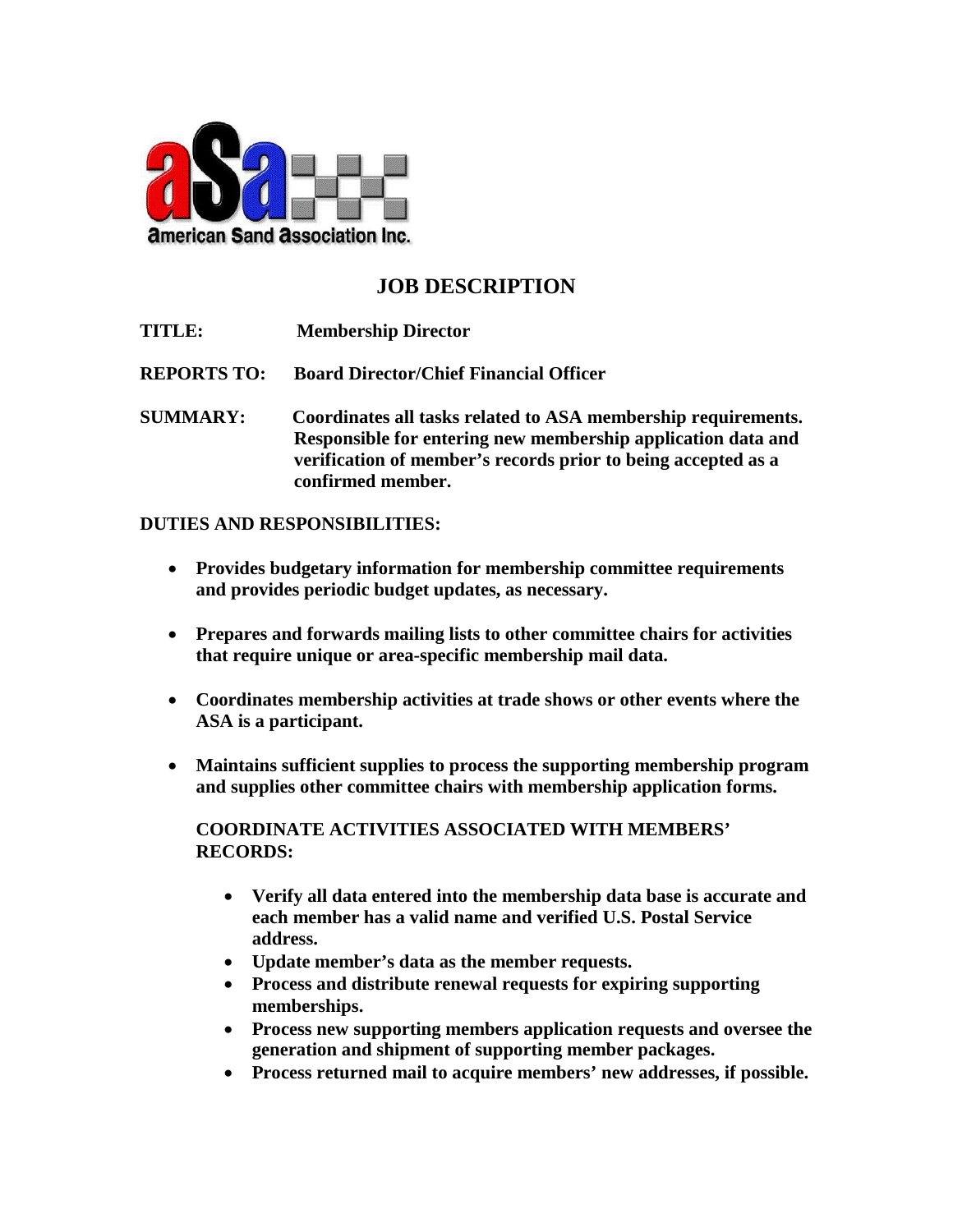American Sand Association Inc.

# JOB DESCRIPTION

**TITLE:** **Membership Director**

**REPORTS TO:** **Board Director/Chief Financial Officer**

**SUMMARY:** **Coordinates all tasks related to ASA membership requirements. Responsible for entering new membership application data and verification of member's records prior to being accepted as a confirmed member.**

**DUTIES AND RESPONSIBILITIES:**

- **Provides budgetary information for membership committee requirements and provides periodic budget updates, as necessary.**
- **Prepares and forwards mailing lists to other committee chairs for activities that require unique or area-specific membership mail data.**
- **Coordinates membership activities at trade shows or other events where the ASA is a participant.**
- **Maintains sufficient supplies to process the supporting membership program and supplies other committee chairs with membership application forms.**

**COORDINATE ACTIVITIES ASSOCIATED WITH MEMBERS' RECORDS:**

- **Verify all data entered into the membership data base is accurate and each member has a valid name and verified U.S. Postal Service address.**
- **Update member's data as the member requests.**
- **Process and distribute renewal requests for expiring supporting memberships.**
- **Process new supporting members application requests and oversee the generation and shipment of supporting member packages.**
- **Process returned mail to acquire members' new addresses, if possible.**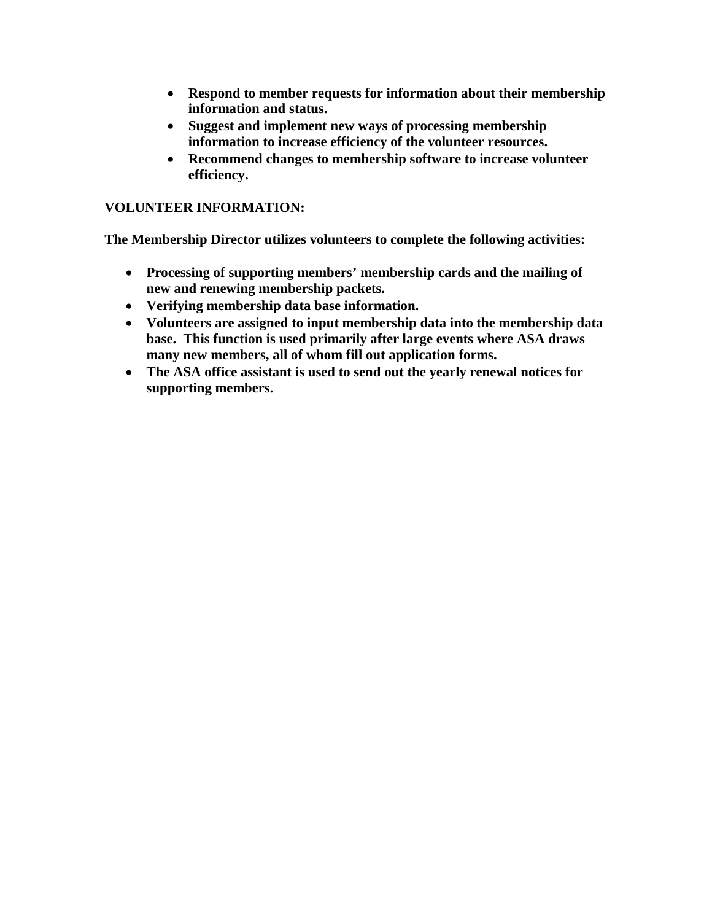- **Respond to member requests for information about their membership information and status.**
- **Suggest and implement new ways of processing membership information to increase efficiency of the volunteer resources.**
- **Recommend changes to membership software to increase volunteer efficiency.**

**VOLUNTEER INFORMATION:**

**The Membership Director utilizes volunteers to complete the following activities:**

- **Processing of supporting members' membership cards and the mailing of new and renewing membership packets.**
- **Verifying membership data base information.**
- **Volunteers are assigned to input membership data into the membership data base. This function is used primarily after large events where ASA draws many new members, all of whom fill out application forms.**
- **The ASA office assistant is used to send out the yearly renewal notices for supporting members.**